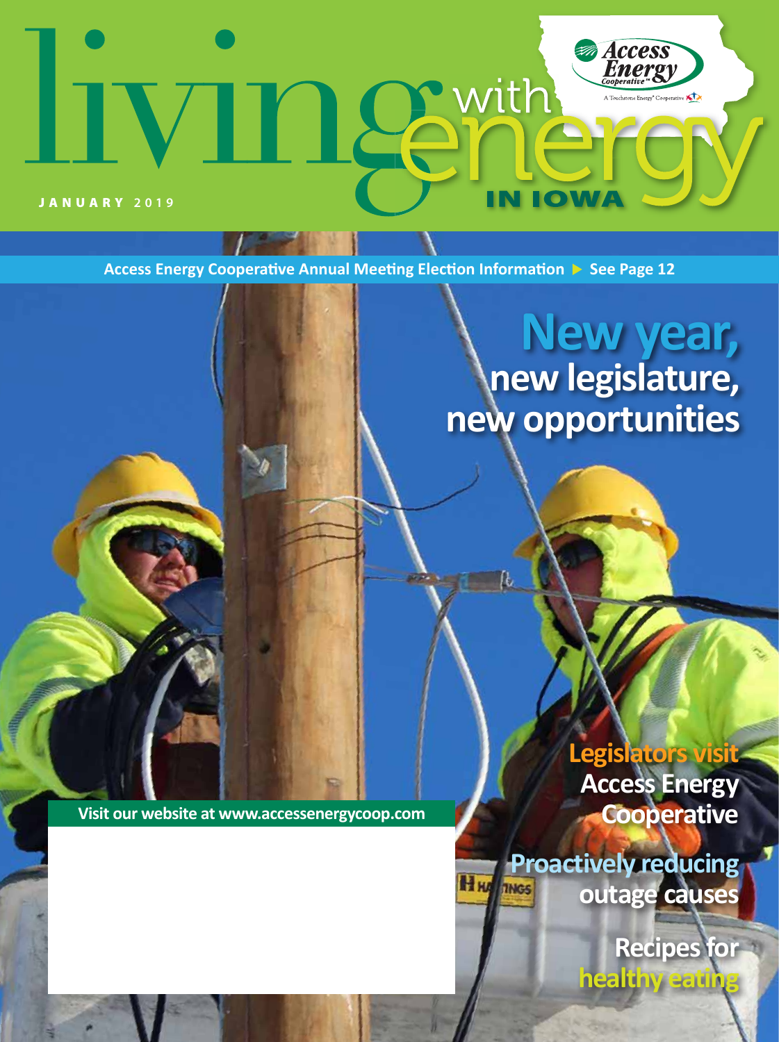# living with energy IN IOWA

Access Energy Cooperative
A Touchstone Energy® Cooperative

JANUARY 2019

Access Energy Cooperative Annual Meeting Election Information ▶ See Page 12

## New year, new legislature, new opportunities

Legislators visit Access Energy Cooperative

Proactively reducing outage causes

Recipes for healthy eating

Visit our website at www.accessenergycoop.com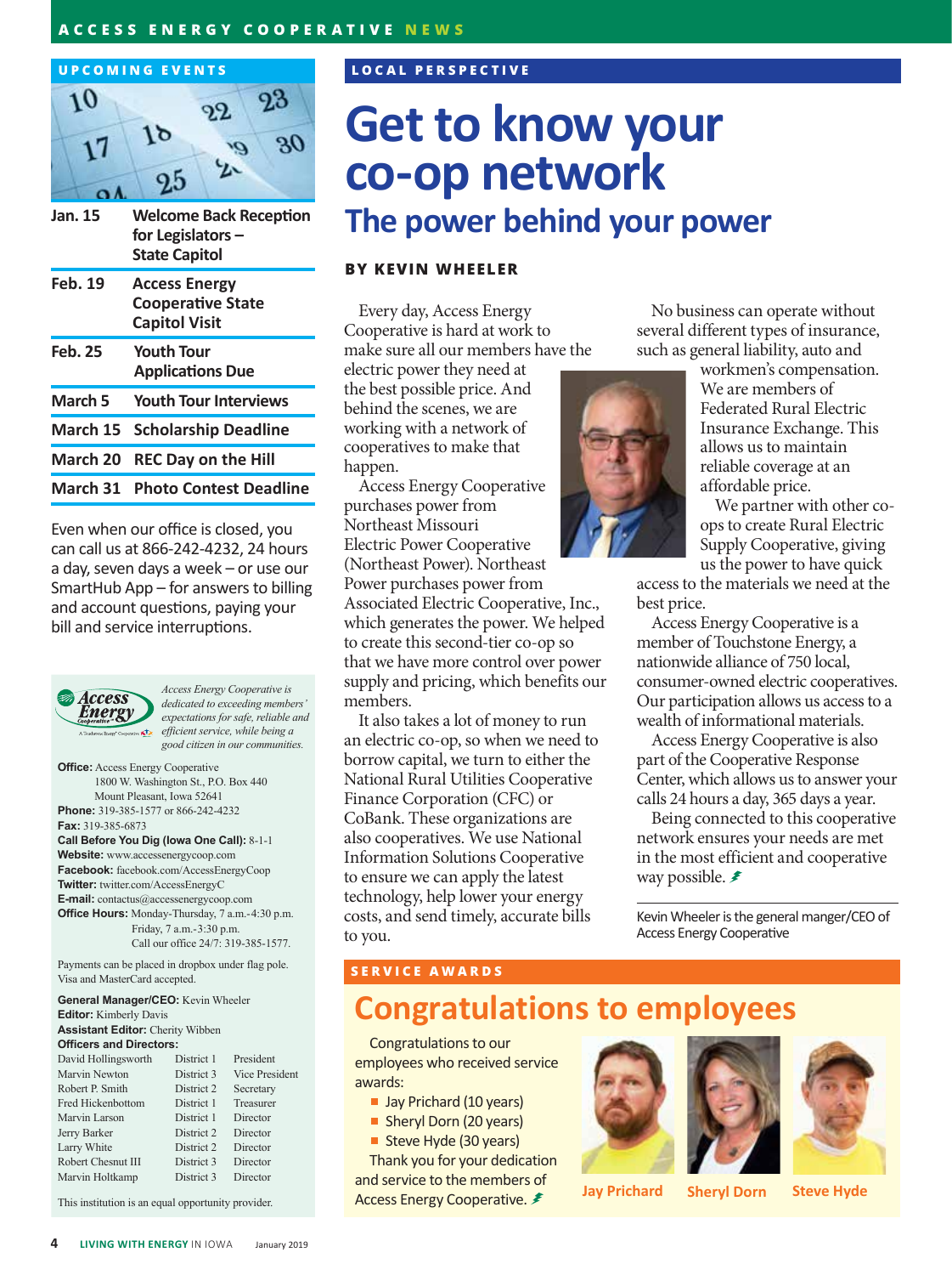## UPCOMING EVENTS

| | |
|---|---|
| Jan. 15 | Welcome Back Reception for Legislators – State Capitol |
| Feb. 19 | Access Energy Cooperative State Capitol Visit |
| Feb. 25 | Youth Tour Applications Due |
| March 5 | Youth Tour Interviews |
| March 15 | Scholarship Deadline |
| March 20 | REC Day on the Hill |
| March 31 | Photo Contest Deadline |

Even when our office is closed, you can call us at 866-242-4232, 24 hours a day, seven days a week – or use our SmartHub App – for answers to billing and account questions, paying your bill and service interruptions.

*Access Energy Cooperative is dedicated to exceeding members' expectations for safe, reliable and efficient service, while being a good citizen in our communities.*

**Office:** Access Energy Cooperative
1800 W. Washington St., P.O. Box 440
Mount Pleasant, Iowa 52641
**Phone:** 319-385-1577 or 866-242-4232
**Fax:** 319-385-6873
**Call Before You Dig (Iowa One Call):** 8-1-1
**Website:** www.accessenergycoop.com
**Facebook:** facebook.com/AccessEnergyCoop
**Twitter:** twitter.com/AccessEnergyC
**E-mail:** contactus@accessenergycoop.com
**Office Hours:** Monday-Thursday, 7 a.m.-4:30 p.m.
Friday, 7 a.m.-3:30 p.m.
Call our office 24/7: 319-385-1577.

Payments can be placed in dropbox under flag pole. Visa and MasterCard accepted.

**General Manager/CEO:** Kevin Wheeler
**Editor:** Kimberly Davis
**Assistant Editor:** Cherity Wibben
**Officers and Directors:**

| | | |
|---|---|---|
| David Hollingsworth | District 1 | President |
| Marvin Newton | District 3 | Vice President |
| Robert P. Smith | District 2 | Secretary |
| Fred Hickenbottom | District 1 | Treasurer |
| Marvin Larson | District 1 | Director |
| Jerry Barker | District 2 | Director |
| Larry White | District 2 | Director |
| Robert Chesnut III | District 3 | Director |
| Marvin Holtkamp | District 3 | Director |

This institution is an equal opportunity provider.

## LOCAL PERSPECTIVE

# Get to know your co-op network

## The power behind your power

**BY KEVIN WHEELER**

Every day, Access Energy Cooperative is hard at work to make sure all our members have the electric power they need at the best possible price. And behind the scenes, we are working with a network of cooperatives to make that happen.

Access Energy Cooperative purchases power from Northeast Missouri Electric Power Cooperative (Northeast Power). Northeast Power purchases power from Associated Electric Cooperative, Inc., which generates the power. We helped to create this second-tier co-op so that we have more control over power supply and pricing, which benefits our members.

It also takes a lot of money to run an electric co-op, so when we need to borrow capital, we turn to either the National Rural Utilities Cooperative Finance Corporation (CFC) or CoBank. These organizations are also cooperatives. We use National Information Solutions Cooperative to ensure we can apply the latest technology, help lower your energy costs, and send timely, accurate bills to you.

No business can operate without several different types of insurance, such as general liability, auto and workmen's compensation. We are members of Federated Rural Electric Insurance Exchange. This allows us to maintain reliable coverage at an affordable price.

We partner with other co-ops to create Rural Electric Supply Cooperative, giving us the power to have quick access to the materials we need at the best price.

Access Energy Cooperative is a member of Touchstone Energy, a nationwide alliance of 750 local, consumer-owned electric cooperatives. Our participation allows us access to a wealth of informational materials.

Access Energy Cooperative is also part of the Cooperative Response Center, which allows us to answer your calls 24 hours a day, 365 days a year.

Being connected to this cooperative network ensures your needs are met in the most efficient and cooperative way possible.

Kevin Wheeler is the general manger/CEO of Access Energy Cooperative

## SERVICE AWARDS

# Congratulations to employees

Congratulations to our employees who received service awards:

- Jay Prichard (10 years)
- Sheryl Dorn (20 years)
- Steve Hyde (30 years)

Thank you for your dedication and service to the members of Access Energy Cooperative.

Jay Prichard Sheryl Dorn Steve Hyde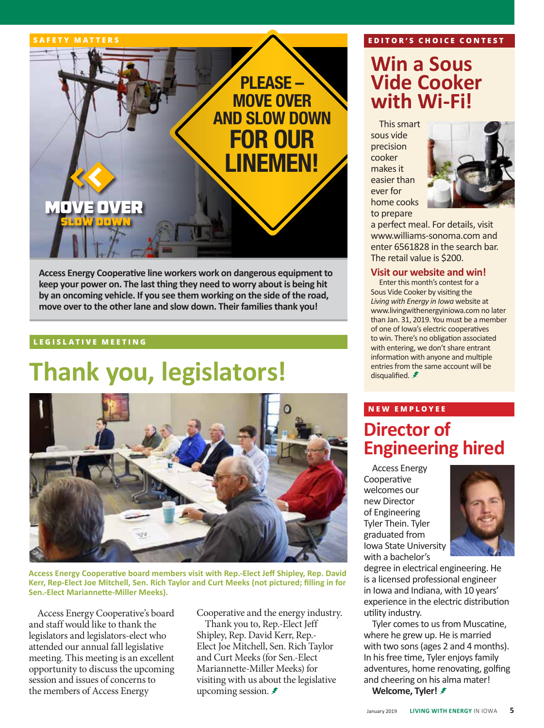SAFETY MATTERS

PLEASE – MOVE OVER AND SLOW DOWN FOR OUR LINEMEN!

MOVE OVER SLOW DOWN

**Access Energy Cooperative line workers work on dangerous equipment to keep your power on. The last thing they need to worry about is being hit by an oncoming vehicle. If you see them working on the side of the road, move over to the other lane and slow down. Their families thank you!**

LEGISLATIVE MEETING

# Thank you, legislators!

**Access Energy Cooperative board members visit with Rep.-Elect Jeff Shipley, Rep. David Kerr, Rep-Elect Joe Mitchell, Sen. Rich Taylor and Curt Meeks (not pictured; filling in for Sen.-Elect Mariannette-Miller Meeks).**

Access Energy Cooperative's board and staff would like to thank the legislators and legislators-elect who attended our annual fall legislative meeting. This meeting is an excellent opportunity to discuss the upcoming session and issues of concerns to the members of Access Energy Cooperative and the energy industry.

Thank you to, Rep.-Elect Jeff Shipley, Rep. David Kerr, Rep.-Elect Joe Mitchell, Sen. Rich Taylor and Curt Meeks (for Sen.-Elect Mariannette-Miller Meeks) for visiting with us about the legislative upcoming session.

EDITOR'S CHOICE CONTEST

# Win a Sous Vide Cooker with Wi-Fi!

This smart sous vide precision cooker makes it easier than ever for home cooks to prepare a perfect meal. For details, visit www.williams-sonoma.com and enter 6561828 in the search bar. The retail value is $200.

## Visit our website and win!

Enter this month's contest for a Sous Vide Cooker by visiting the *Living with Energy in Iowa* website at www.livingwithenergyiniowa.com no later than Jan. 31, 2019. You must be a member of one of Iowa's electric cooperatives to win. There's no obligation associated with entering, we don't share entrant information with anyone and multiple entries from the same account will be disqualified.

NEW EMPLOYEE

# Director of Engineering hired

Access Energy Cooperative welcomes our new Director of Engineering Tyler Thein. Tyler graduated from Iowa State University with a bachelor's degree in electrical engineering. He is a licensed professional engineer in Iowa and Indiana, with 10 years' experience in the electric distribution utility industry.

Tyler comes to us from Muscatine, where he grew up. He is married with two sons (ages 2 and 4 months). In his free time, Tyler enjoys family adventures, home renovating, golfing and cheering on his alma mater!

**Welcome, Tyler!**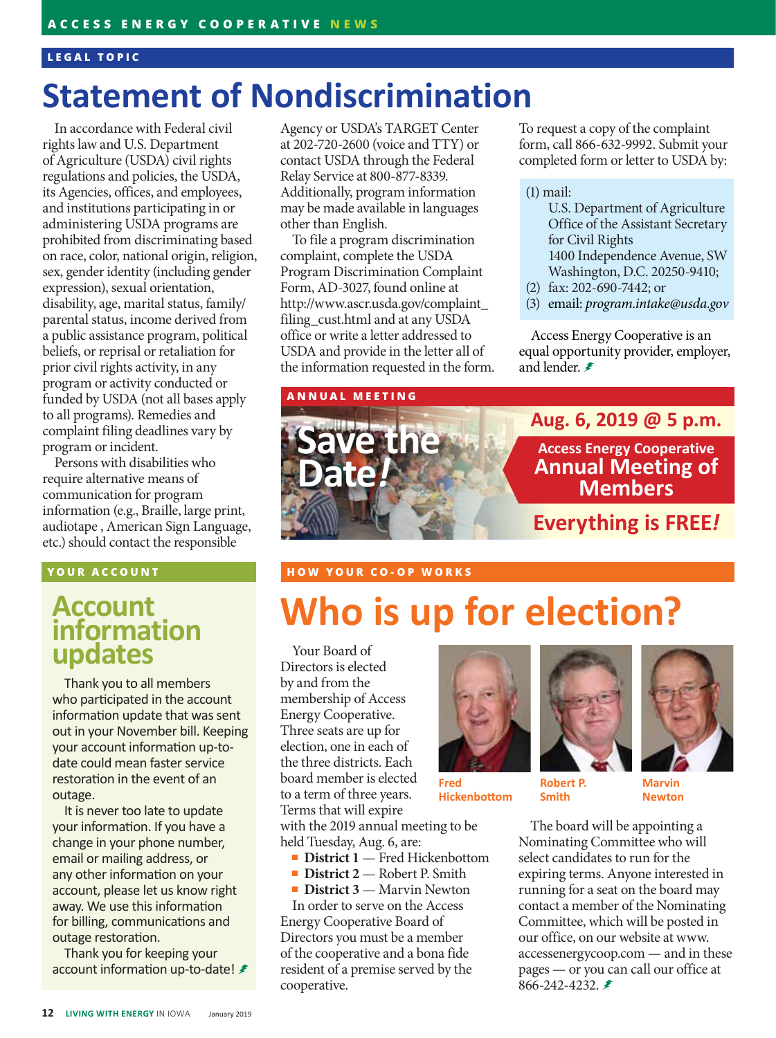LEGAL TOPIC

# Statement of Nondiscrimination

In accordance with Federal civil rights law and U.S. Department of Agriculture (USDA) civil rights regulations and policies, the USDA, its Agencies, offices, and employees, and institutions participating in or administering USDA programs are prohibited from discriminating based on race, color, national origin, religion, sex, gender identity (including gender expression), sexual orientation, disability, age, marital status, family/parental status, income derived from a public assistance program, political beliefs, or reprisal or retaliation for prior civil rights activity, in any program or activity conducted or funded by USDA (not all bases apply to all programs). Remedies and complaint filing deadlines vary by program or incident.

Persons with disabilities who require alternative means of communication for program information (e.g., Braille, large print, audiotape , American Sign Language, etc.) should contact the responsible Agency or USDA's TARGET Center at 202-720-2600 (voice and TTY) or contact USDA through the Federal Relay Service at 800-877-8339. Additionally, program information may be made available in languages other than English.

To file a program discrimination complaint, complete the USDA Program Discrimination Complaint Form, AD-3027, found online at http://www.ascr.usda.gov/complaint_filing_cust.html and at any USDA office or write a letter addressed to USDA and provide in the letter all of the information requested in the form. To request a copy of the complaint form, call 866-632-9992. Submit your completed form or letter to USDA by:

(1) mail:
U.S. Department of Agriculture
Office of the Assistant Secretary for Civil Rights
1400 Independence Avenue, SW
Washington, D.C. 20250-9410;
(2) fax: 202-690-7442; or
(3) email: *program.intake@usda.gov*

Access Energy Cooperative is an equal opportunity provider, employer, and lender.

ANNUAL MEETING

**Save the Date!**

**Aug. 6, 2019 @ 5 p.m.**

**Access Energy Cooperative Annual Meeting of Members**

**Everything is FREE!**

YOUR ACCOUNT

## Account information updates

Thank you to all members who participated in the account information update that was sent out in your November bill. Keeping your account information up-to-date could mean faster service restoration in the event of an outage.

It is never too late to update your information. If you have a change in your phone number, email or mailing address, or any other information on your account, please let us know right away. We use this information for billing, communications and outage restoration.

Thank you for keeping your account information up-to-date!

HOW YOUR CO-OP WORKS

# Who is up for election?

Your Board of Directors is elected by and from the membership of Access Energy Cooperative. Three seats are up for election, one in each of the three districts. Each board member is elected to a term of three years. Terms that will expire with the 2019 annual meeting to be held Tuesday, Aug. 6, are:

- **District 1** — Fred Hickenbottom
- **District 2** — Robert P. Smith
- **District 3** — Marvin Newton

In order to serve on the Access Energy Cooperative Board of Directors you must be a member of the cooperative and a bona fide resident of a premise served by the cooperative.

Fred Hickenbottom

Robert P. Smith

Marvin Newton

The board will be appointing a Nominating Committee who will select candidates to run for the expiring terms. Anyone interested in running for a seat on the board may contact a member of the Nominating Committee, which will be posted in our office, on our website at www.accessenergycoop.com — and in these pages — or you can call our office at 866-242-4232.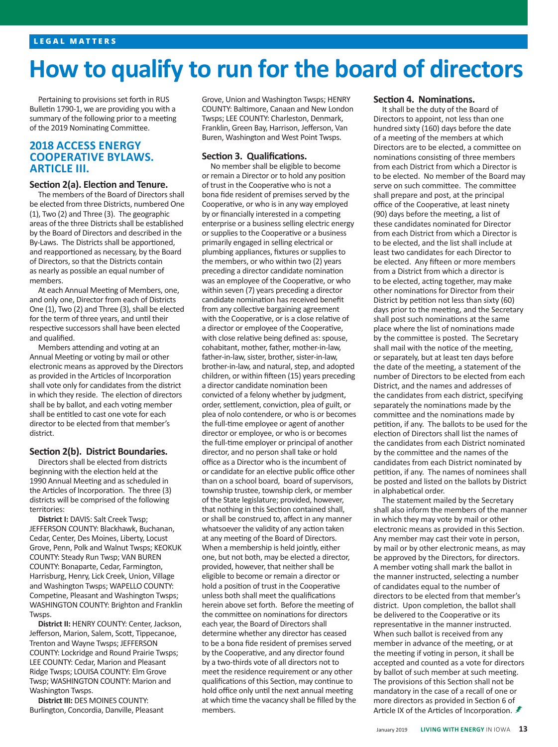LEGAL MATTERS

# How to qualify to run for the board of directors

Pertaining to provisions set forth in RUS Bulletin 1790-1, we are providing you with a summary of the following prior to a meeting of the 2019 Nominating Committee.

## 2018 ACCESS ENERGY COOPERATIVE BYLAWS. ARTICLE III.

### Section 2(a). Election and Tenure.

The members of the Board of Directors shall be elected from three Districts, numbered One (1), Two (2) and Three (3). The geographic areas of the three Districts shall be established by the Board of Directors and described in the By-Laws. The Districts shall be apportioned, and reapportioned as necessary, by the Board of Directors, so that the Districts contain as nearly as possible an equal number of members.

At each Annual Meeting of Members, one, and only one, Director from each of Districts One (1), Two (2) and Three (3), shall be elected for the term of three years, and until their respective successors shall have been elected and qualified.

Members attending and voting at an Annual Meeting or voting by mail or other electronic means as approved by the Directors as provided in the Articles of Incorporation shall vote only for candidates from the district in which they reside. The election of directors shall be by ballot, and each voting member shall be entitled to cast one vote for each director to be elected from that member's district.

### Section 2(b). District Boundaries.

Directors shall be elected from districts beginning with the election held at the 1990 Annual Meeting and as scheduled in the Articles of Incorporation. The three (3) districts will be comprised of the following territories:

**District I:** DAVIS: Salt Creek Twsp; JEFFERSON COUNTY: Blackhawk, Buchanan, Cedar, Center, Des Moines, Liberty, Locust Grove, Penn, Polk and Walnut Twsps; KEOKUK COUNTY: Steady Run Twsp; VAN BUREN COUNTY: Bonaparte, Cedar, Farmington, Harrisburg, Henry, Lick Creek, Union, Village and Washington Twsps; WAPELLO COUNTY: Competine, Pleasant and Washington Twsps; WASHINGTON COUNTY: Brighton and Franklin Twsps.

**District II:** HENRY COUNTY: Center, Jackson, Jefferson, Marion, Salem, Scott, Tippecanoe, Trenton and Wayne Twsps; JEFFERSON COUNTY: Lockridge and Round Prairie Twsps; LEE COUNTY: Cedar, Marion and Pleasant Ridge Twsps; LOUISA COUNTY: Elm Grove Twsp; WASHINGTON COUNTY: Marion and Washington Twsps.

**District III:** DES MOINES COUNTY: Burlington, Concordia, Danville, Pleasant Grove, Union and Washington Twsps; HENRY COUNTY: Baltimore, Canaan and New London Twsps; LEE COUNTY: Charleston, Denmark, Franklin, Green Bay, Harrison, Jefferson, Van Buren, Washington and West Point Twsps.

### Section 3. Qualifications.

No member shall be eligible to become or remain a Director or to hold any position of trust in the Cooperative who is not a bona fide resident of premises served by the Cooperative, or who is in any way employed by or financially interested in a competing enterprise or a business selling electric energy or supplies to the Cooperative or a business primarily engaged in selling electrical or plumbing appliances, fixtures or supplies to the members, or who within two (2) years preceding a director candidate nomination was an employee of the Cooperative, or who within seven (7) years preceding a director candidate nomination has received benefit from any collective bargaining agreement with the Cooperative, or is a close relative of a director or employee of the Cooperative, with close relative being defined as: spouse, cohabitant, mother, father, mother-in-law, father-in-law, sister, brother, sister-in-law, brother-in-law, and natural, step, and adopted children, or within fifteen (15) years preceding a director candidate nomination been convicted of a felony whether by judgment, order, settlement, conviction, plea of guilt, or plea of nolo contendere, or who is or becomes the full-time employee or agent of another director or employee, or who is or becomes the full-time employer or principal of another director, and no person shall take or hold office as a Director who is the incumbent of or candidate for an elective public office other than on a school board, board of supervisors, township trustee, township clerk, or member of the State legislature; provided, however, that nothing in this Section contained shall, or shall be construed to, affect in any manner whatsoever the validity of any action taken at any meeting of the Board of Directors. When a membership is held jointly, either one, but not both, may be elected a director, provided, however, that neither shall be eligible to become or remain a director or hold a position of trust in the Cooperative unless both shall meet the qualifications herein above set forth. Before the meeting of the committee on nominations for directors each year, the Board of Directors shall determine whether any director has ceased to be a bona fide resident of premises served by the Cooperative, and any director found by a two-thirds vote of all directors not to meet the residence requirement or any other qualifications of this Section, may continue to hold office only until the next annual meeting at which time the vacancy shall be filled by the members.

### Section 4. Nominations.

It shall be the duty of the Board of Directors to appoint, not less than one hundred sixty (160) days before the date of a meeting of the members at which Directors are to be elected, a committee on nominations consisting of three members from each District from which a Director is to be elected. No member of the Board may serve on such committee. The committee shall prepare and post, at the principal office of the Cooperative, at least ninety (90) days before the meeting, a list of these candidates nominated for Director from each District from which a Director is to be elected, and the list shall include at least two candidates for each Director to be elected. Any fifteen or more members from a District from which a director is to be elected, acting together, may make other nominations for Director from their District by petition not less than sixty (60) days prior to the meeting, and the Secretary shall post such nominations at the same place where the list of nominations made by the committee is posted. The Secretary shall mail with the notice of the meeting, or separately, but at least ten days before the date of the meeting, a statement of the number of Directors to be elected from each District, and the names and addresses of the candidates from each district, specifying separately the nominations made by the committee and the nominations made by petition, if any. The ballots to be used for the election of Directors shall list the names of the candidates from each District nominated by the committee and the names of the candidates from each District nominated by petition, if any. The names of nominees shall be posted and listed on the ballots by District in alphabetical order.

The statement mailed by the Secretary shall also inform the members of the manner in which they may vote by mail or other electronic means as provided in this Section. Any member may cast their vote in person, by mail or by other electronic means, as may be approved by the Directors, for directors. A member voting shall mark the ballot in the manner instructed, selecting a number of candidates equal to the number of directors to be elected from that member's district. Upon completion, the ballot shall be delivered to the Cooperative or its representative in the manner instructed. When such ballot is received from any member in advance of the meeting, or at the meeting if voting in person, it shall be accepted and counted as a vote for directors by ballot of such member at such meeting. The provisions of this Section shall not be mandatory in the case of a recall of one or more directors as provided in Section 6 of Article IX of the Articles of Incorporation.